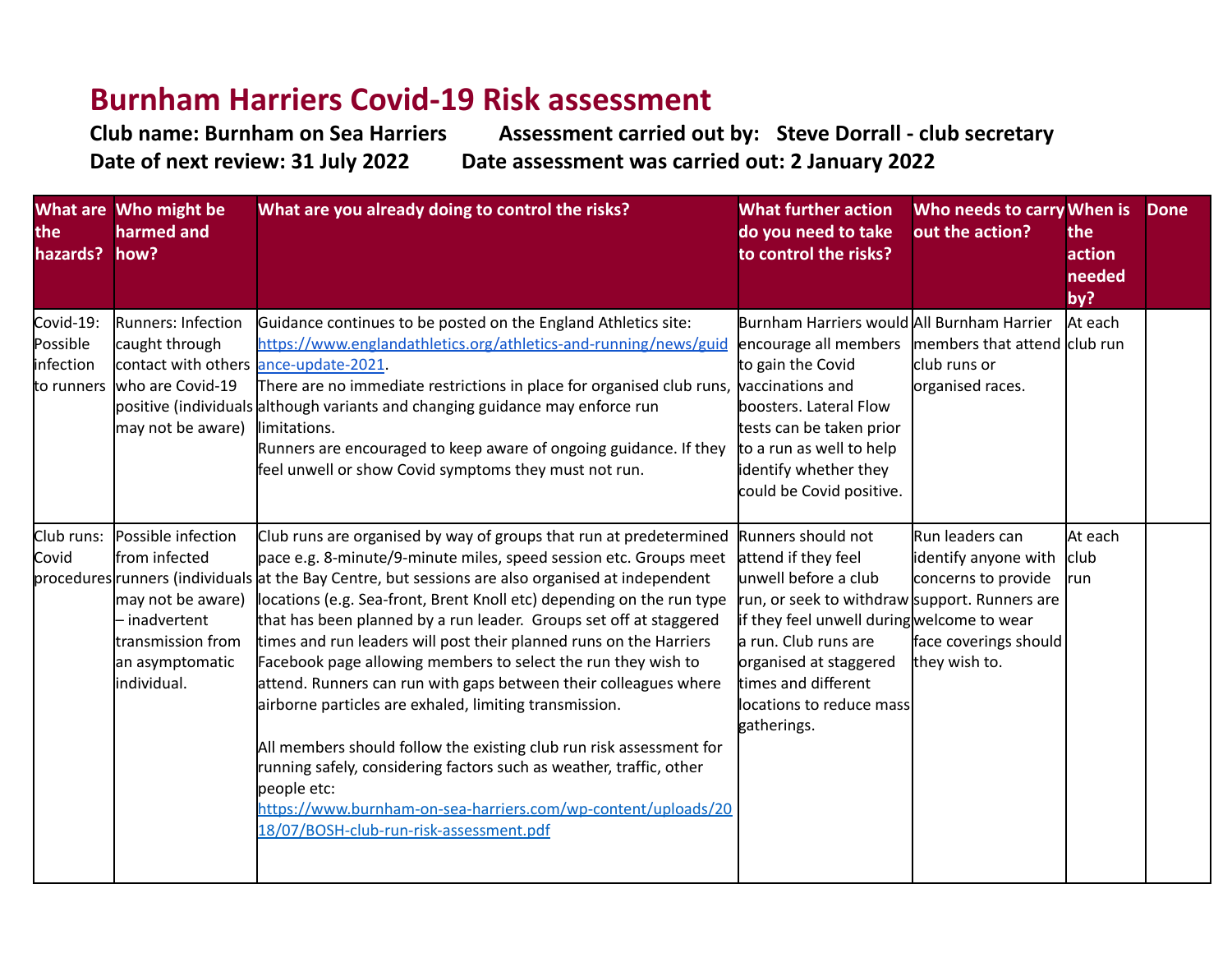# Burnham Harriers Covid-19 Risk assessment

**Club name: Burnham on Sea Harriers** **Assessment carried out by: Steve Dorrall - club secretary**

**Date of next review: 31 July 2022** **Date assessment was carried out: 2 January 2022**

| What are the hazards? | Who might be harmed and how? | What are you already doing to control the risks? | What further action do you need to take to control the risks? | Who needs to carry out the action? | When is the action needed by? | Done |
|---|---|---|---|---|---|---|
| Covid-19: Possible infection to runners | Runners: Infection caught through contact with others who are Covid-19 positive (individuals may not be aware) | Guidance continues to be posted on the England Athletics site: [https://www.englandathletics.org/athletics-and-running/news/guidance-update-2021](https://www.englandathletics.org/athletics-and-running/news/guidance-update-2021).<br>There are no immediate restrictions in place for organised club runs, although variants and changing guidance may enforce run limitations.<br>Runners are encouraged to keep aware of ongoing guidance. If they feel unwell or show Covid symptoms they must not run. | Burnham Harriers would encourage all members to gain the Covid vaccinations and boosters. Lateral Flow tests can be taken prior to a run as well to help identify whether they could be Covid positive. | All Burnham Harrier members that attend club runs or organised races. | At each club run | |
| Club runs: Covid procedures | Possible infection from infected runners (individuals may not be aware) – inadvertent transmission from an asymptomatic individual. | Club runs are organised by way of groups that run at predetermined pace e.g. 8-minute/9-minute miles, speed session etc. Groups meet at the Bay Centre, but sessions are also organised at independent locations (e.g. Sea-front, Brent Knoll etc) depending on the run type that has been planned by a run leader. Groups set off at staggered times and run leaders will post their planned runs on the Harriers Facebook page allowing members to select the run they wish to attend. Runners can run with gaps between their colleagues where airborne particles are exhaled, limiting transmission.<br><br>All members should follow the existing club run risk assessment for running safely, considering factors such as weather, traffic, other people etc: [https://www.burnham-on-sea-harriers.com/wp-content/uploads/2018/07/BOSH-club-run-risk-assessment.pdf](https://www.burnham-on-sea-harriers.com/wp-content/uploads/2018/07/BOSH-club-run-risk-assessment.pdf) | Runners should not attend if they feel unwell before a club run, or seek to withdraw if they feel unwell during a run. Club runs are organised at staggered times and different locations to reduce mass gatherings. | Run leaders can identify anyone with concerns to provide support. Runners are welcome to wear face coverings should they wish to. | At each club run | |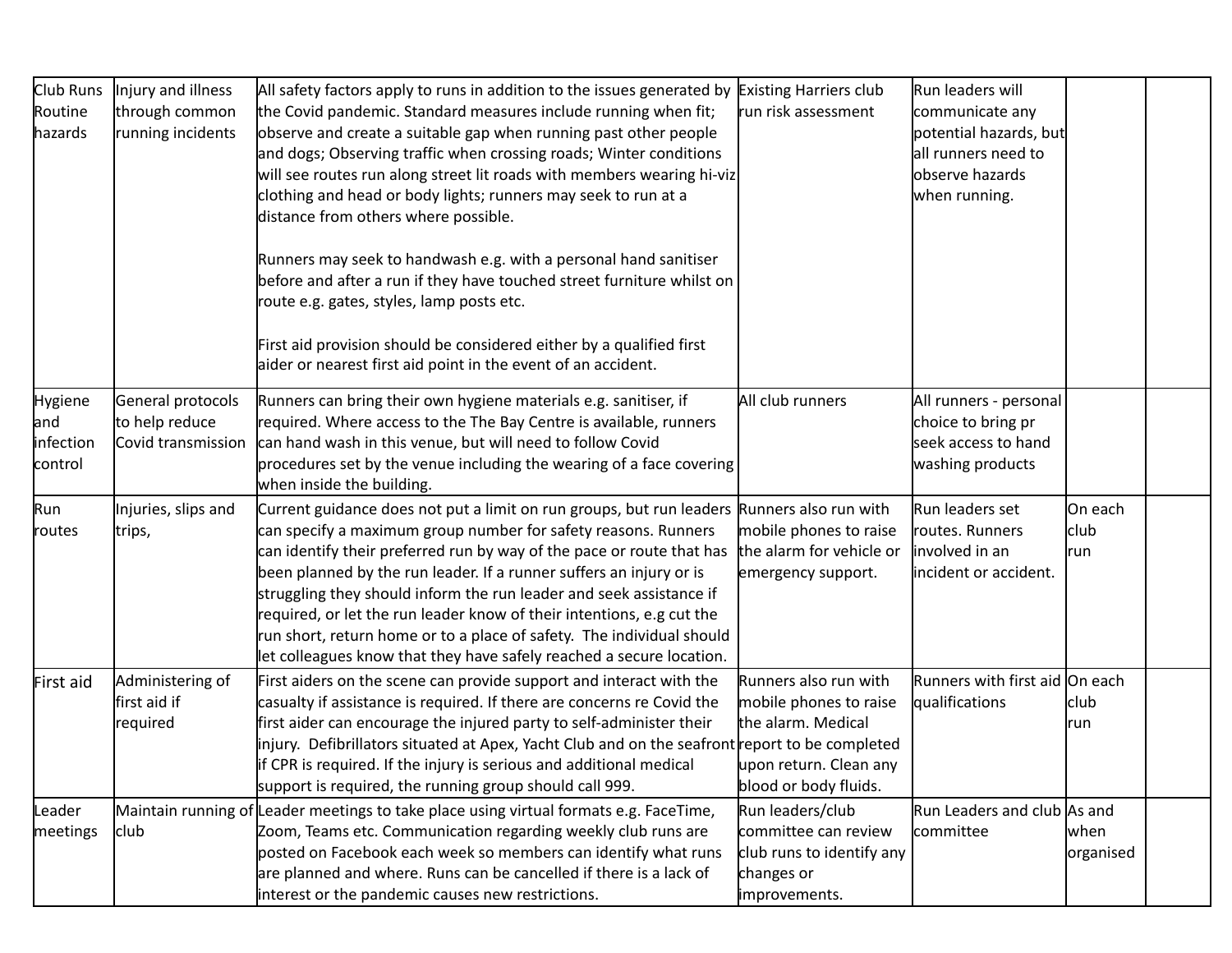| | | | | | | |
|---|---|---|---|---|---|---|
| Club Runs Routine hazards | Injury and illness through common running incidents | All safety factors apply to runs in addition to the issues generated by the Covid pandemic. Standard measures include running when fit; observe and create a suitable gap when running past other people and dogs; Observing traffic when crossing roads; Winter conditions will see routes run along street lit roads with members wearing hi-viz clothing and head or body lights; runners may seek to run at a distance from others where possible.<br><br>Runners may seek to handwash e.g. with a personal hand sanitiser before and after a run if they have touched street furniture whilst on route e.g. gates, styles, lamp posts etc.<br><br>First aid provision should be considered either by a qualified first aider or nearest first aid point in the event of an accident. | Existing Harriers club run risk assessment | Run leaders will communicate any potential hazards, but all runners need to observe hazards when running. | | |
| Hygiene and infection control | General protocols to help reduce Covid transmission | Runners can bring their own hygiene materials e.g. sanitiser, if required. Where access to the The Bay Centre is available, runners can hand wash in this venue, but will need to follow Covid procedures set by the venue including the wearing of a face covering when inside the building. | All club runners | All runners - personal choice to bring pr seek access to hand washing products | | |
| Run routes | Injuries, slips and trips, | Current guidance does not put a limit on run groups, but run leaders can specify a maximum group number for safety reasons. Runners can identify their preferred run by way of the pace or route that has been planned by the run leader. If a runner suffers an injury or is struggling they should inform the run leader and seek assistance if required, or let the run leader know of their intentions, e.g cut the run short, return home or to a place of safety. The individual should let colleagues know that they have safely reached a secure location. | Runners also run with mobile phones to raise the alarm for vehicle or emergency support. | Run leaders set routes. Runners involved in an incident or accident. | On each club run | |
| First aid | Administering of first aid if required | First aiders on the scene can provide support and interact with the casualty if assistance is required. If there are concerns re Covid the first aider can encourage the injured party to self-administer their injury. Defibrillators situated at Apex, Yacht Club and on the seafront if CPR is required. If the injury is serious and additional medical support is required, the running group should call 999. | Runners also run with mobile phones to raise the alarm. Medical report to be completed upon return. Clean any blood or body fluids. | Runners with first aid qualifications | On each club run | |
| Leader meetings | Maintain running of club | Leader meetings to take place using virtual formats e.g. FaceTime, Zoom, Teams etc. Communication regarding weekly club runs are posted on Facebook each week so members can identify what runs are planned and where. Runs can be cancelled if there is a lack of interest or the pandemic causes new restrictions. | Run leaders/club committee can review club runs to identify any changes or improvements. | Run Leaders and club committee | As and when organised | |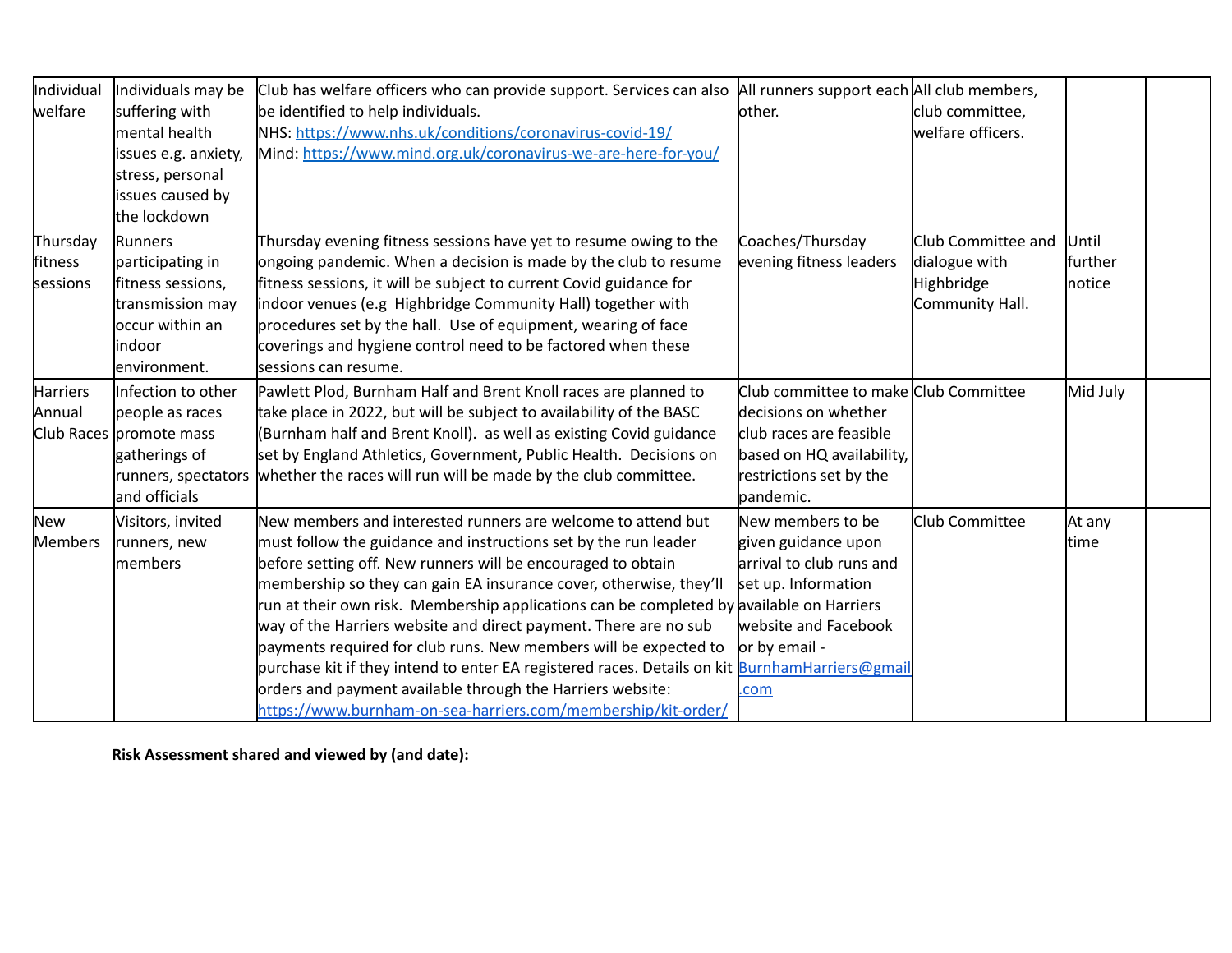| | | | | | | |
|---|---|---|---|---|---|---|
| Individual welfare | Individuals may be suffering with mental health issues e.g. anxiety, stress, personal issues caused by the lockdown | Club has welfare officers who can provide support. Services can also be identified to help individuals.<br>NHS: https://www.nhs.uk/conditions/coronavirus-covid-19/<br>Mind: https://www.mind.org.uk/coronavirus-we-are-here-for-you/ | All runners support each other. | All club members, club committee, welfare officers. | | |
| Thursday fitness sessions | Runners participating in fitness sessions, transmission may occur within an indoor environment. | Thursday evening fitness sessions have yet to resume owing to the ongoing pandemic. When a decision is made by the club to resume fitness sessions, it will be subject to current Covid guidance for indoor venues (e.g  Highbridge Community Hall) together with procedures set by the hall.  Use of equipment, wearing of face coverings and hygiene control need to be factored when these sessions can resume. | Coaches/Thursday evening fitness leaders | Club Committee and dialogue with Highbridge Community Hall. | Until further notice | |
| Harriers Annual Club Races | Infection to other people as races promote mass gatherings of runners, spectators and officials | Pawlett Plod, Burnham Half and Brent Knoll races are planned to take place in 2022, but will be subject to availability of the BASC (Burnham half and Brent Knoll).  as well as existing Covid guidance set by England Athletics, Government, Public Health.  Decisions on whether the races will run will be made by the club committee. | Club committee to make decisions on whether club races are feasible based on HQ availability, restrictions set by the pandemic. | Club Committee | Mid July | |
| New Members | Visitors, invited runners, new members | New members and interested runners are welcome to attend but must follow the guidance and instructions set by the run leader before setting off. New runners will be encouraged to obtain membership so they can gain EA insurance cover, otherwise, they'll run at their own risk.  Membership applications can be completed by way of the Harriers website and direct payment. There are no sub payments required for club runs. New members will be expected to purchase kit if they intend to enter EA registered races. Details on kit orders and payment available through the Harriers website: https://www.burnham-on-sea-harriers.com/membership/kit-order/ | New members to be given guidance upon arrival to club runs and set up. Information available on Harriers website and Facebook or by email - BurnhamHarriers@gmail.com | Club Committee | At any time | |

**Risk Assessment shared and viewed by (and date):**